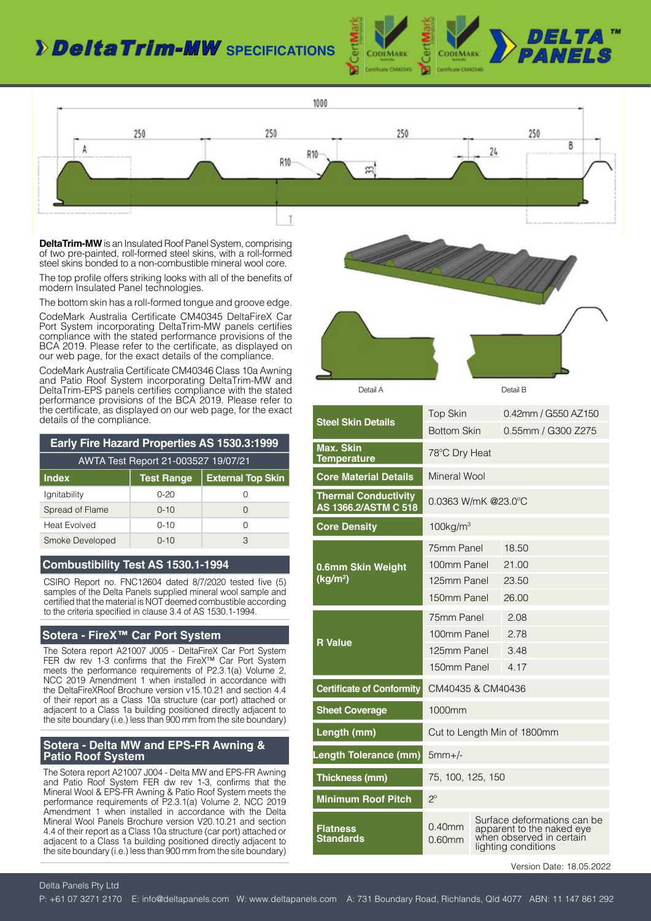# DeltaTrim-MW SPECIFICATIONS

DELTA PANELS™

1000

250 250 250 250

A R10 R10 33 24 B

Detail A

Detail B

**DeltaTrim-MW** is an Insulated Roof Panel System, comprising of two pre-painted, roll-formed steel skins, with a roll-formed steel skins bonded to a non-combustible mineral wool core.

The top profile offers striking looks with all of the benefits of modern Insulated Panel technologies.

The bottom skin has a roll-formed tongue and groove edge.

CodeMark Australia Certificate CM40345 DeltaFireX Car Port System incorporating DeltaTrim-MW panels certifies compliance with the stated performance provisions of the BCA 2019. Please refer to the certificate, as displayed on our web page, for the exact details of the compliance.

CodeMark Australia Certificate CM40346 Class 10a Awning and Patio Roof System incorporating DeltaTrim-MW and DeltaTrim-EPS panels certifies compliance with the stated performance provisions of the BCA 2019. Please refer to the certificate, as displayed on our web page, for the exact details of the compliance.

## Early Fire Hazard Properties AS 1530.3:1999

AWTA Test Report 21-003527 19/07/21

| Index | Test Range | External Top Skin |
|---|---|---|
| Ignitability | 0-20 | 0 |
| Spread of Flame | 0-10 | 0 |
| Heat Evolved | 0-10 | 0 |
| Smoke Developed | 0-10 | 3 |

## Combustibility Test AS 1530.1-1994

CSIRO Report no. FNC12604 dated 8/7/2020 tested five (5) samples of the Delta Panels supplied mineral wool sample and certified that the material is NOT deemed combustible according to the criteria specified in clause 3.4 of AS 1530.1-1994.

## Sotera - FireX™ Car Port System

The Sotera report A21007 J005 - DeltaFireX Car Port System FER dw rev 1-3 confirms that the FireX™ Car Port System meets the performance requirements of P2.3.1(a) Volume 2, NCC 2019 Amendment 1 when installed in accordance with the DeltaFireXRoof Brochure version v15.10.21 and section 4.4 of their report as a Class 10a structure (car port) attached or adjacent to a Class 1a building positioned directly adjacent to the site boundary (i.e.) less than 900 mm from the site boundary)

## Sotera - Delta MW and EPS-FR Awning & Patio Roof System

The Sotera report A21007 J004 - Delta MW and EPS-FR Awning and Patio Roof System FER dw rev 1-3, confirms that the Mineral Wool & EPS-FR Awning & Patio Roof System meets the performance requirements of P2.3.1(a) Volume 2, NCC 2019 Amendment 1 when installed in accordance with the Delta Mineral Wool Panels Brochure version V20.10.21 and section 4.4 of their report as a Class 10a structure (car port) attached or adjacent to a Class 1a building positioned directly adjacent to the site boundary (i.e.) less than 900 mm from the site boundary)

| | | |
|---|---|---|
| **Steel Skin Details** | Top Skin | 0.42mm / G550 AZ150 |
| | Bottom Skin | 0.55mm / G300 Z275 |
| **Max. Skin Temperature** | 78°C Dry Heat | |
| **Core Material Details** | Mineral Wool | |
| **Thermal Conductivity AS 1366.2/ASTM C 518** | 0.0363 W/mK @23.0°C | |
| **Core Density** | 100kg/m³ | |
| **0.6mm Skin Weight (kg/m²)** | 75mm Panel | 18.50 |
| | 100mm Panel | 21.00 |
| | 125mm Panel | 23.50 |
| | 150mm Panel | 26.00 |
| **R Value** | 75mm Panel | 2.08 |
| | 100mm Panel | 2.78 |
| | 125mm Panel | 3.48 |
| | 150mm Panel | 4.17 |
| **Certificate of Conformity** | CM40435 & CM40436 | |
| **Sheet Coverage** | 1000mm | |
| **Length (mm)** | Cut to Length Min of 1800mm | |
| **Length Tolerance (mm)** | 5mm+/- | |
| **Thickness (mm)** | 75, 100, 125, 150 | |
| **Minimum Roof Pitch** | 2° | |
| **Flatness Standards** | 0.40mm 0.60mm | Surface deformations can be apparent to the naked eye when observed in certain lighting conditions |

Version Date: 18.05.2022

Delta Panels Pty Ltd

P: +61 07 3271 2170 E: info@deltapanels.com W: www.deltapanels.com A: 731 Boundary Road, Richlands, Qld 4077 ABN: 11 147 861 292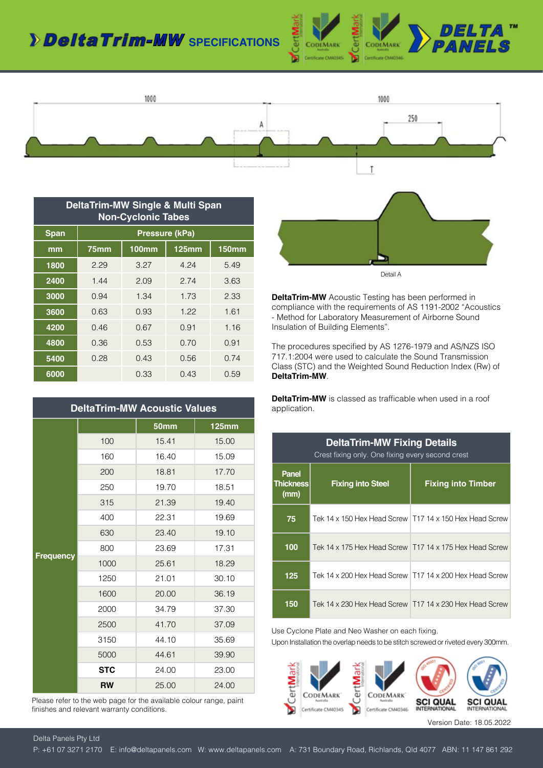# DeltaTrim-MW SPECIFICATIONS

1000

1000

250

A

T

| DeltaTrim-MW Single & Multi Span Non-Cyclonic Tabes | | | | |
|---|---|---|---|---|
| Span | Pressure (kPa) | | | |
| mm | 75mm | 100mm | 125mm | 150mm |
| 1800 | 2.29 | 3.27 | 4.24 | 5.49 |
| 2400 | 1.44 | 2.09 | 2.74 | 3.63 |
| 3000 | 0.94 | 1.34 | 1.73 | 2.33 |
| 3600 | 0.63 | 0.93 | 1.22 | 1.61 |
| 4200 | 0.46 | 0.67 | 0.91 | 1.16 |
| 4800 | 0.36 | 0.53 | 0.70 | 0.91 |
| 5400 | 0.28 | 0.43 | 0.56 | 0.74 |
| 6000 | | 0.33 | 0.43 | 0.59 |

Detail A

**DeltaTrim-MW** Acoustic Testing has been performed in compliance with the requirements of AS 1191-2002 "Acoustics - Method for Laboratory Measurement of Airborne Sound Insulation of Building Elements".

The procedures specified by AS 1276-1979 and AS/NZS ISO 717.1:2004 were used to calculate the Sound Transmission Class (STC) and the Weighted Sound Reduction Index (Rw) of **DeltaTrim-MW**.

**DeltaTrim-MW** is classed as trafficable when used in a roof application.

| DeltaTrim-MW Acoustic Values | | | |
|---|---|---|---|
| | | 50mm | 125mm |
| Frequency | 100 | 15.41 | 15.00 |
| | 160 | 16.40 | 15.09 |
| | 200 | 18.81 | 17.70 |
| | 250 | 19.70 | 18.51 |
| | 315 | 21.39 | 19.40 |
| | 400 | 22.31 | 19.69 |
| | 630 | 23.40 | 19.10 |
| | 800 | 23.69 | 17.31 |
| | 1000 | 25.61 | 18.29 |
| | 1250 | 21.01 | 30.10 |
| | 1600 | 20.00 | 36.19 |
| | 2000 | 34.79 | 37.30 |
| | 2500 | 41.70 | 37.09 |
| | 3150 | 44.10 | 35.69 |
| | 5000 | 44.61 | 39.90 |
| | **STC** | 24.00 | 23.00 |
| | **RW** | 25.00 | 24.00 |

Please refer to the web page for the available colour range, paint finishes and relevant warranty conditions.

| DeltaTrim-MW Fixing Details<br>Crest fixing only. One fixing every second crest | | |
|---|---|---|
| Panel Thickness (mm) | Fixing into Steel | Fixing into Timber |
| 75 | Tek 14 x 150 Hex Head Screw | T17 14 x 150 Hex Head Screw |
| 100 | Tek 14 x 175 Hex Head Screw | T17 14 x 175 Hex Head Screw |
| 125 | Tek 14 x 200 Hex Head Screw | T17 14 x 200 Hex Head Screw |
| 150 | Tek 14 x 230 Hex Head Screw | T17 14 x 230 Hex Head Screw |

Use Cyclone Plate and Neo Washer on each fixing.
Upon Installation the overlap needs to be stitch screwed or riveted every 300mm.

Version Date: 18.05.2022

Delta Panels Pty Ltd
P: +61 07 3271 2170 E: info@deltapanels.com W: www.deltapanels.com A: 731 Boundary Road, Richlands, Qld 4077 ABN: 11 147 861 292